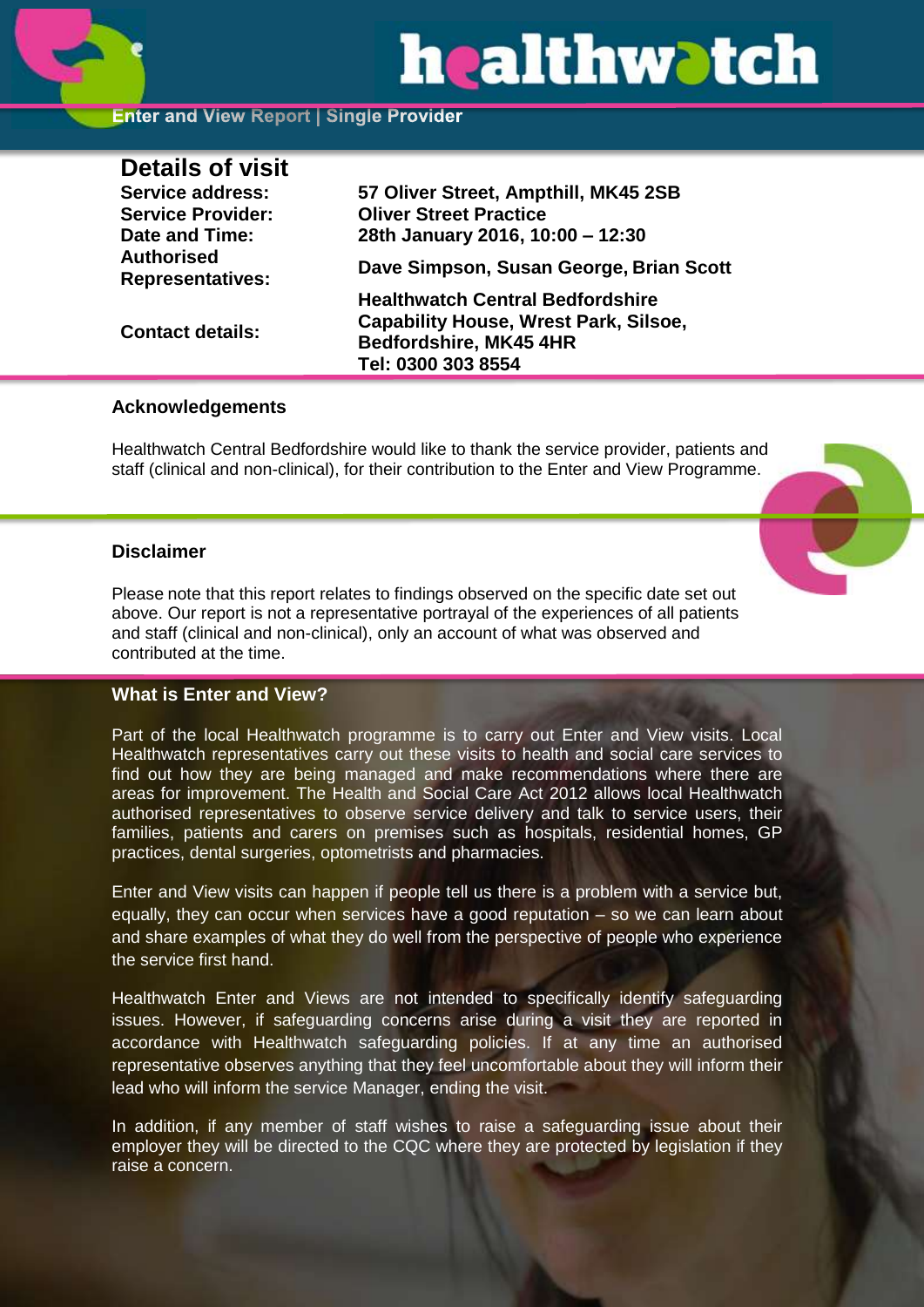Enter and View Report | Single Provider

## Details of visit

| | |
|---|---|
| **Service address:** | **57 Oliver Street, Ampthill, MK45 2SB** |
| **Service Provider:** | **Oliver Street Practice** |
| **Date and Time:** | **28th January 2016, 10:00 – 12:30** |
| **Authorised Representatives:** | **Dave Simpson, Susan George, Brian Scott** |
| **Contact details:** | **Healthwatch Central Bedfordshire Capability House, Wrest Park, Silsoe, Bedfordshire, MK45 4HR Tel: 0300 303 8554** |

### Acknowledgements

Healthwatch Central Bedfordshire would like to thank the service provider, patients and staff (clinical and non-clinical), for their contribution to the Enter and View Programme.

### Disclaimer

Please note that this report relates to findings observed on the specific date set out above. Our report is not a representative portrayal of the experiences of all patients and staff (clinical and non-clinical), only an account of what was observed and contributed at the time.

### What is Enter and View?

Part of the local Healthwatch programme is to carry out Enter and View visits. Local Healthwatch representatives carry out these visits to health and social care services to find out how they are being managed and make recommendations where there are areas for improvement. The Health and Social Care Act 2012 allows local Healthwatch authorised representatives to observe service delivery and talk to service users, their families, patients and carers on premises such as hospitals, residential homes, GP practices, dental surgeries, optometrists and pharmacies.

Enter and View visits can happen if people tell us there is a problem with a service but, equally, they can occur when services have a good reputation – so we can learn about and share examples of what they do well from the perspective of people who experience the service first hand.

Healthwatch Enter and Views are not intended to specifically identify safeguarding issues. However, if safeguarding concerns arise during a visit they are reported in accordance with Healthwatch safeguarding policies. If at any time an authorised representative observes anything that they feel uncomfortable about they will inform their lead who will inform the service Manager, ending the visit.

In addition, if any member of staff wishes to raise a safeguarding issue about their employer they will be directed to the CQC where they are protected by legislation if they raise a concern.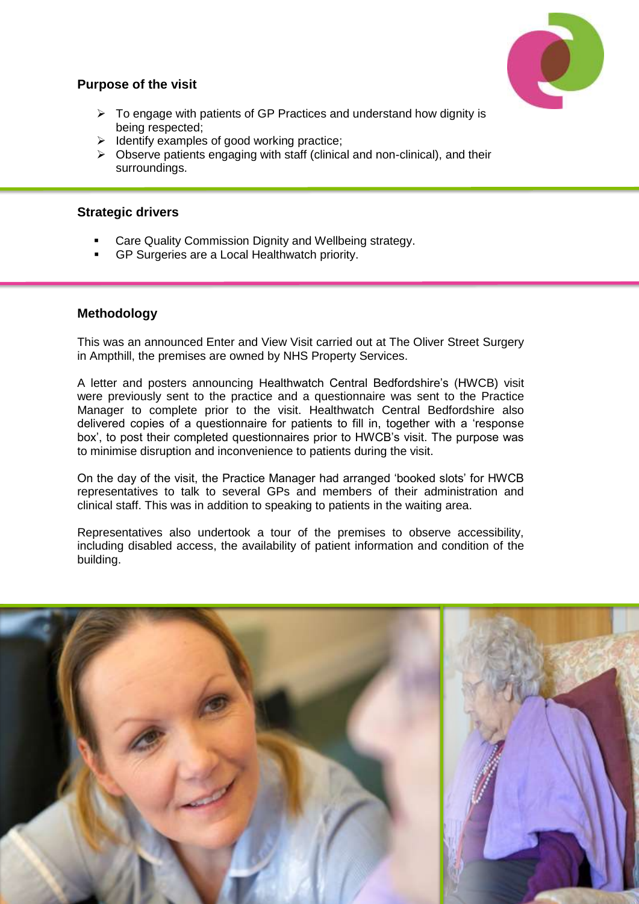## Purpose of the visit

- To engage with patients of GP Practices and understand how dignity is being respected;
- Identify examples of good working practice;
- Observe patients engaging with staff (clinical and non-clinical), and their surroundings.

## Strategic drivers

- Care Quality Commission Dignity and Wellbeing strategy.
- GP Surgeries are a Local Healthwatch priority.

## Methodology

This was an announced Enter and View Visit carried out at The Oliver Street Surgery in Ampthill, the premises are owned by NHS Property Services.

A letter and posters announcing Healthwatch Central Bedfordshire's (HWCB) visit were previously sent to the practice and a questionnaire was sent to the Practice Manager to complete prior to the visit. Healthwatch Central Bedfordshire also delivered copies of a questionnaire for patients to fill in, together with a 'response box', to post their completed questionnaires prior to HWCB's visit. The purpose was to minimise disruption and inconvenience to patients during the visit.

On the day of the visit, the Practice Manager had arranged 'booked slots' for HWCB representatives to talk to several GPs and members of their administration and clinical staff. This was in addition to speaking to patients in the waiting area.

Representatives also undertook a tour of the premises to observe accessibility, including disabled access, the availability of patient information and condition of the building.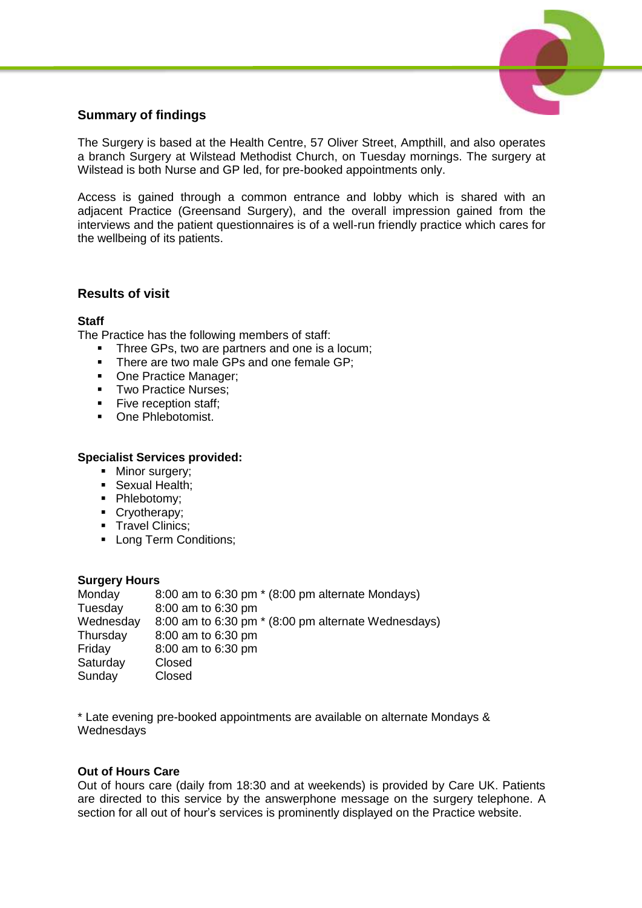## Summary of findings

The Surgery is based at the Health Centre, 57 Oliver Street, Ampthill, and also operates a branch Surgery at Wilstead Methodist Church, on Tuesday mornings. The surgery at Wilstead is both Nurse and GP led, for pre-booked appointments only.

Access is gained through a common entrance and lobby which is shared with an adjacent Practice (Greensand Surgery), and the overall impression gained from the interviews and the patient questionnaires is of a well-run friendly practice which cares for the wellbeing of its patients.

## Results of visit

### Staff

The Practice has the following members of staff:

- Three GPs, two are partners and one is a locum;
- There are two male GPs and one female GP;
- One Practice Manager;
- Two Practice Nurses;
- Five reception staff;
- One Phlebotomist.

### Specialist Services provided:

- Minor surgery;
- Sexual Health;
- Phlebotomy;
- Cryotherapy;
- Travel Clinics;
- Long Term Conditions;

### Surgery Hours

| | |
|---|---|
| Monday | 8:00 am to 6:30 pm * (8:00 pm alternate Mondays) |
| Tuesday | 8:00 am to 6:30 pm |
| Wednesday | 8:00 am to 6:30 pm * (8:00 pm alternate Wednesdays) |
| Thursday | 8:00 am to 6:30 pm |
| Friday | 8:00 am to 6:30 pm |
| Saturday | Closed |
| Sunday | Closed |

* Late evening pre-booked appointments are available on alternate Mondays & Wednesdays

### Out of Hours Care

Out of hours care (daily from 18:30 and at weekends) is provided by Care UK. Patients are directed to this service by the answerphone message on the surgery telephone. A section for all out of hour's services is prominently displayed on the Practice website.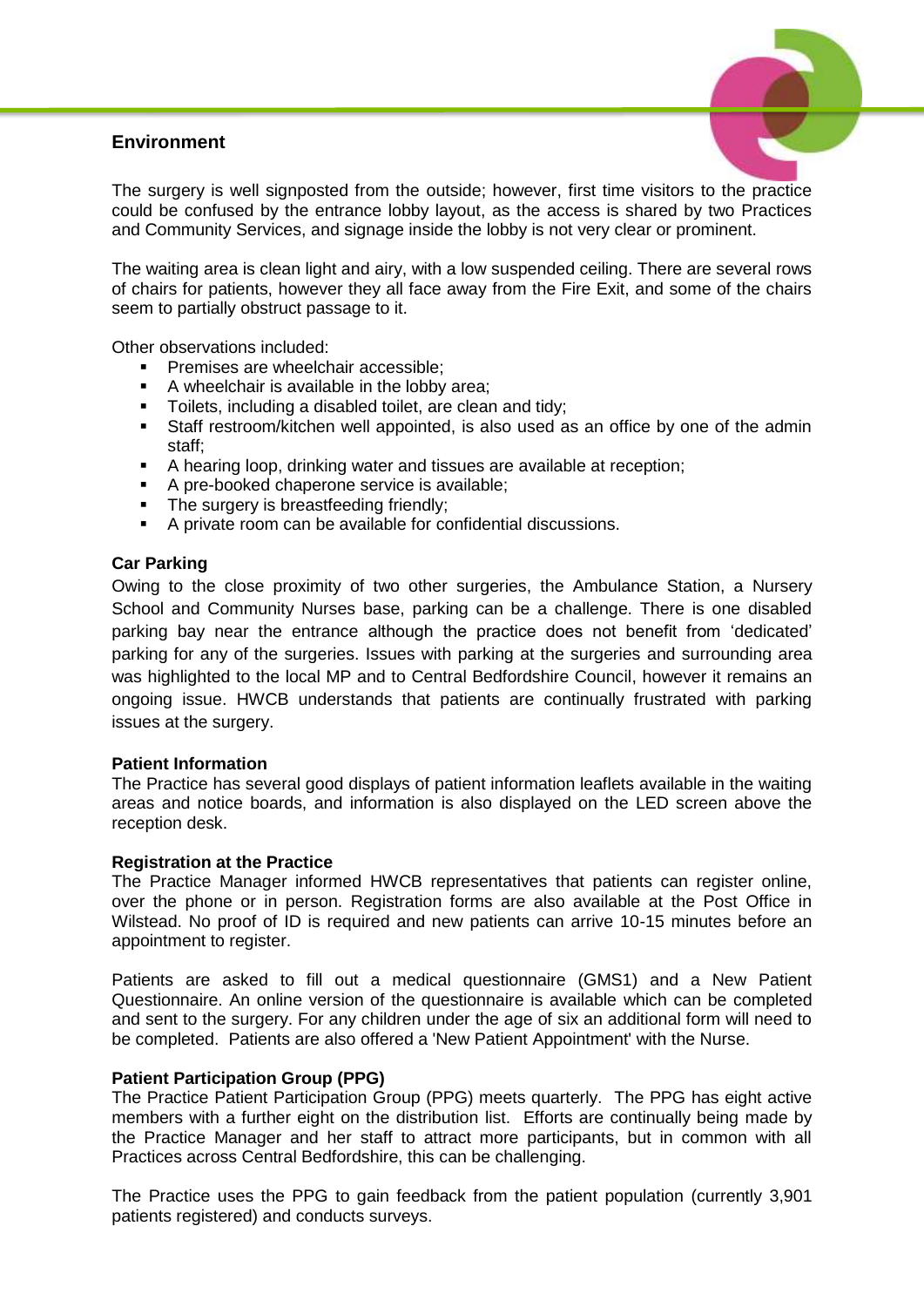## Environment

The surgery is well signposted from the outside; however, first time visitors to the practice could be confused by the entrance lobby layout, as the access is shared by two Practices and Community Services, and signage inside the lobby is not very clear or prominent.

The waiting area is clean light and airy, with a low suspended ceiling. There are several rows of chairs for patients, however they all face away from the Fire Exit, and some of the chairs seem to partially obstruct passage to it.

Other observations included:

- Premises are wheelchair accessible;
- A wheelchair is available in the lobby area;
- Toilets, including a disabled toilet, are clean and tidy;
- Staff restroom/kitchen well appointed, is also used as an office by one of the admin staff;
- A hearing loop, drinking water and tissues are available at reception;
- A pre-booked chaperone service is available;
- The surgery is breastfeeding friendly;
- A private room can be available for confidential discussions.

### Car Parking

Owing to the close proximity of two other surgeries, the Ambulance Station, a Nursery School and Community Nurses base, parking can be a challenge. There is one disabled parking bay near the entrance although the practice does not benefit from 'dedicated' parking for any of the surgeries. Issues with parking at the surgeries and surrounding area was highlighted to the local MP and to Central Bedfordshire Council, however it remains an ongoing issue. HWCB understands that patients are continually frustrated with parking issues at the surgery.

### Patient Information

The Practice has several good displays of patient information leaflets available in the waiting areas and notice boards, and information is also displayed on the LED screen above the reception desk.

### Registration at the Practice

The Practice Manager informed HWCB representatives that patients can register online, over the phone or in person. Registration forms are also available at the Post Office in Wilstead. No proof of ID is required and new patients can arrive 10-15 minutes before an appointment to register.

Patients are asked to fill out a medical questionnaire (GMS1) and a New Patient Questionnaire. An online version of the questionnaire is available which can be completed and sent to the surgery. For any children under the age of six an additional form will need to be completed. Patients are also offered a 'New Patient Appointment' with the Nurse.

### Patient Participation Group (PPG)

The Practice Patient Participation Group (PPG) meets quarterly. The PPG has eight active members with a further eight on the distribution list. Efforts are continually being made by the Practice Manager and her staff to attract more participants, but in common with all Practices across Central Bedfordshire, this can be challenging.

The Practice uses the PPG to gain feedback from the patient population (currently 3,901 patients registered) and conducts surveys.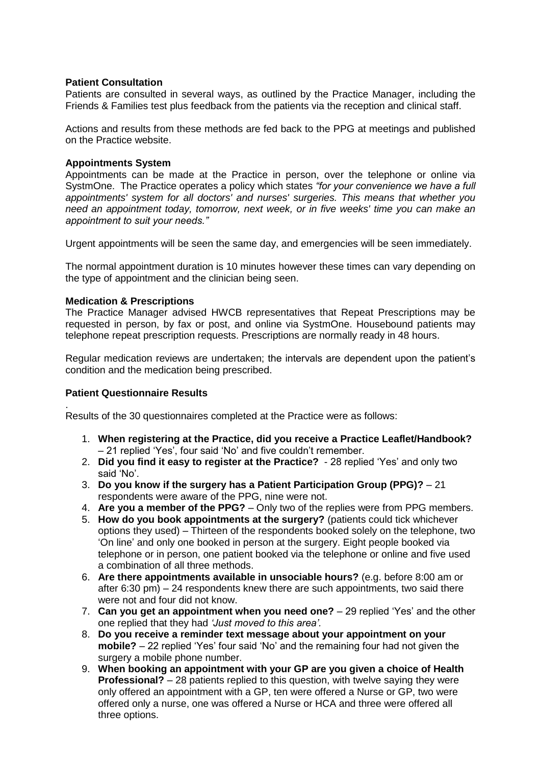**Patient Consultation**

Patients are consulted in several ways, as outlined by the Practice Manager, including the Friends & Families test plus feedback from the patients via the reception and clinical staff.

Actions and results from these methods are fed back to the PPG at meetings and published on the Practice website.

**Appointments System**

Appointments can be made at the Practice in person, over the telephone or online via SystmOne. The Practice operates a policy which states *"for your convenience we have a full appointments' system for all doctors' and nurses' surgeries. This means that whether you need an appointment today, tomorrow, next week, or in five weeks' time you can make an appointment to suit your needs."*

Urgent appointments will be seen the same day, and emergencies will be seen immediately.

The normal appointment duration is 10 minutes however these times can vary depending on the type of appointment and the clinician being seen.

**Medication & Prescriptions**

The Practice Manager advised HWCB representatives that Repeat Prescriptions may be requested in person, by fax or post, and online via SystmOne. Housebound patients may telephone repeat prescription requests. Prescriptions are normally ready in 48 hours.

Regular medication reviews are undertaken; the intervals are dependent upon the patient's condition and the medication being prescribed.

**Patient Questionnaire Results**

.

Results of the 30 questionnaires completed at the Practice were as follows:

1. **When registering at the Practice, did you receive a Practice Leaflet/Handbook?** – 21 replied 'Yes', four said 'No' and five couldn't remember.
2. **Did you find it easy to register at the Practice?** - 28 replied 'Yes' and only two said 'No'.
3. **Do you know if the surgery has a Patient Participation Group (PPG)?** – 21 respondents were aware of the PPG, nine were not.
4. **Are you a member of the PPG?** – Only two of the replies were from PPG members.
5. **How do you book appointments at the surgery?** (patients could tick whichever options they used) – Thirteen of the respondents booked solely on the telephone, two 'On line' and only one booked in person at the surgery. Eight people booked via telephone or in person, one patient booked via the telephone or online and five used a combination of all three methods.
6. **Are there appointments available in unsociable hours?** (e.g. before 8:00 am or after 6:30 pm) – 24 respondents knew there are such appointments, two said there were not and four did not know.
7. **Can you get an appointment when you need one?** – 29 replied 'Yes' and the other one replied that they had *'Just moved to this area'.*
8. **Do you receive a reminder text message about your appointment on your mobile?** – 22 replied 'Yes' four said 'No' and the remaining four had not given the surgery a mobile phone number.
9. **When booking an appointment with your GP are you given a choice of Health Professional?** – 28 patients replied to this question, with twelve saying they were only offered an appointment with a GP, ten were offered a Nurse or GP, two were offered only a nurse, one was offered a Nurse or HCA and three were offered all three options.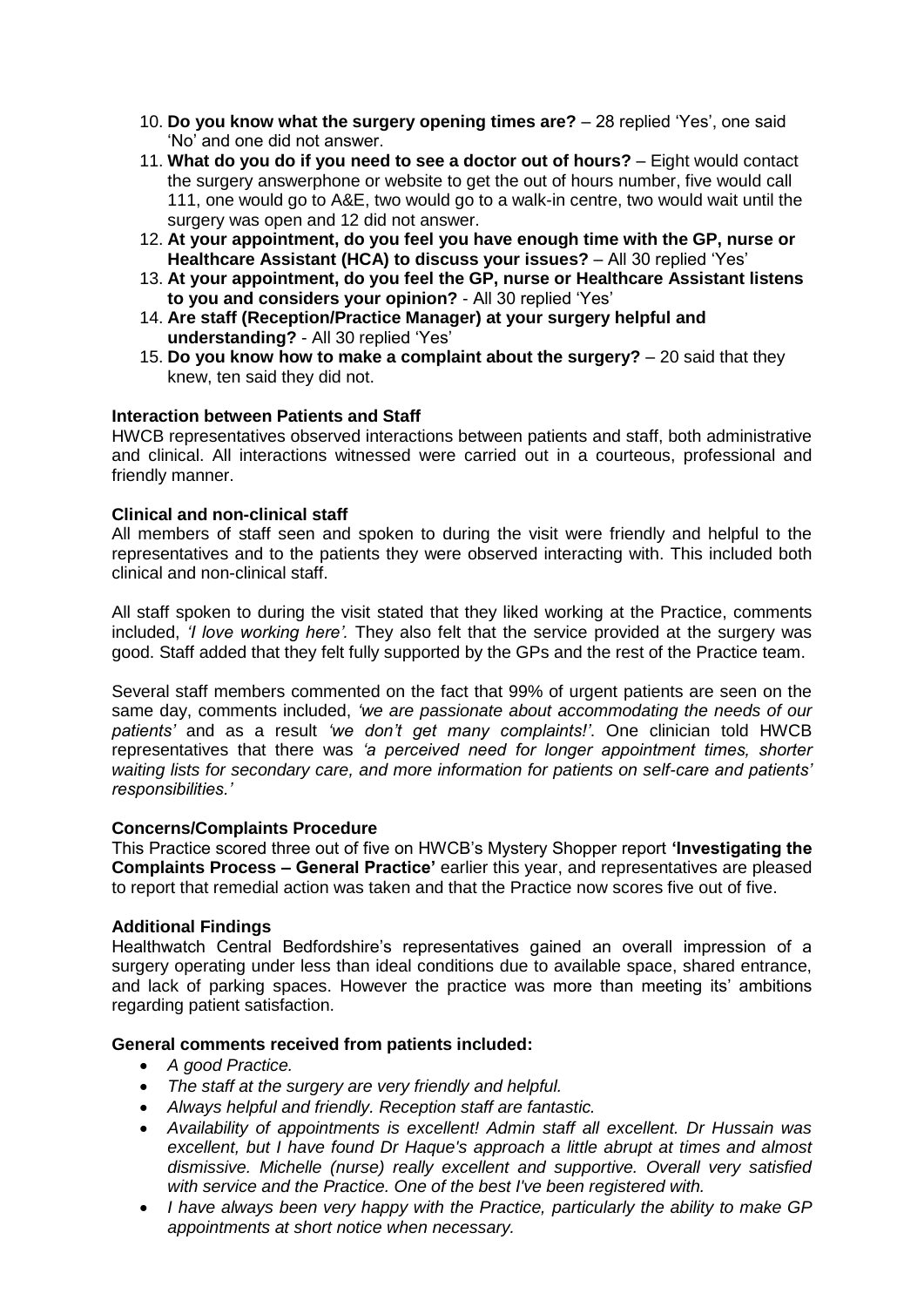10. **Do you know what the surgery opening times are?** – 28 replied 'Yes', one said 'No' and one did not answer.
11. **What do you do if you need to see a doctor out of hours?** – Eight would contact the surgery answerphone or website to get the out of hours number, five would call 111, one would go to A&E, two would go to a walk-in centre, two would wait until the surgery was open and 12 did not answer.
12. **At your appointment, do you feel you have enough time with the GP, nurse or Healthcare Assistant (HCA) to discuss your issues?** – All 30 replied 'Yes'
13. **At your appointment, do you feel the GP, nurse or Healthcare Assistant listens to you and considers your opinion?** - All 30 replied 'Yes'
14. **Are staff (Reception/Practice Manager) at your surgery helpful and understanding?** - All 30 replied 'Yes'
15. **Do you know how to make a complaint about the surgery?** – 20 said that they knew, ten said they did not.

**Interaction between Patients and Staff**

HWCB representatives observed interactions between patients and staff, both administrative and clinical. All interactions witnessed were carried out in a courteous, professional and friendly manner.

**Clinical and non-clinical staff**

All members of staff seen and spoken to during the visit were friendly and helpful to the representatives and to the patients they were observed interacting with. This included both clinical and non-clinical staff.

All staff spoken to during the visit stated that they liked working at the Practice, comments included, *'I love working here'.* They also felt that the service provided at the surgery was good. Staff added that they felt fully supported by the GPs and the rest of the Practice team.

Several staff members commented on the fact that 99% of urgent patients are seen on the same day, comments included, *'we are passionate about accommodating the needs of our patients'* and as a result *'we don't get many complaints!'*. One clinician told HWCB representatives that there was *'a perceived need for longer appointment times, shorter waiting lists for secondary care, and more information for patients on self-care and patients' responsibilities.'*

**Concerns/Complaints Procedure**

This Practice scored three out of five on HWCB's Mystery Shopper report **'Investigating the Complaints Process – General Practice'** earlier this year, and representatives are pleased to report that remedial action was taken and that the Practice now scores five out of five.

**Additional Findings**

Healthwatch Central Bedfordshire's representatives gained an overall impression of a surgery operating under less than ideal conditions due to available space, shared entrance, and lack of parking spaces. However the practice was more than meeting its' ambitions regarding patient satisfaction.

**General comments received from patients included:**

- *A good Practice.*
- *The staff at the surgery are very friendly and helpful.*
- *Always helpful and friendly. Reception staff are fantastic.*
- *Availability of appointments is excellent! Admin staff all excellent. Dr Hussain was excellent, but I have found Dr Haque's approach a little abrupt at times and almost dismissive. Michelle (nurse) really excellent and supportive. Overall very satisfied with service and the Practice. One of the best I've been registered with.*
- *I have always been very happy with the Practice, particularly the ability to make GP appointments at short notice when necessary.*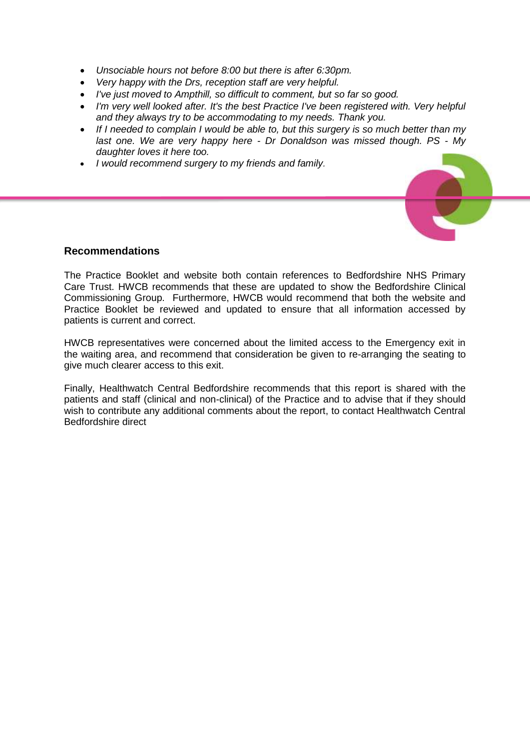- *Unsociable hours not before 8:00 but there is after 6:30pm.*
- *Very happy with the Drs, reception staff are very helpful.*
- *I've just moved to Ampthill, so difficult to comment, but so far so good.*
- *I'm very well looked after. It's the best Practice I've been registered with. Very helpful and they always try to be accommodating to my needs. Thank you.*
- *If I needed to complain I would be able to, but this surgery is so much better than my last one. We are very happy here - Dr Donaldson was missed though. PS - My daughter loves it here too.*
- *I would recommend surgery to my friends and family.*

## Recommendations

The Practice Booklet and website both contain references to Bedfordshire NHS Primary Care Trust. HWCB recommends that these are updated to show the Bedfordshire Clinical Commissioning Group. Furthermore, HWCB would recommend that both the website and Practice Booklet be reviewed and updated to ensure that all information accessed by patients is current and correct.

HWCB representatives were concerned about the limited access to the Emergency exit in the waiting area, and recommend that consideration be given to re-arranging the seating to give much clearer access to this exit.

Finally, Healthwatch Central Bedfordshire recommends that this report is shared with the patients and staff (clinical and non-clinical) of the Practice and to advise that if they should wish to contribute any additional comments about the report, to contact Healthwatch Central Bedfordshire direct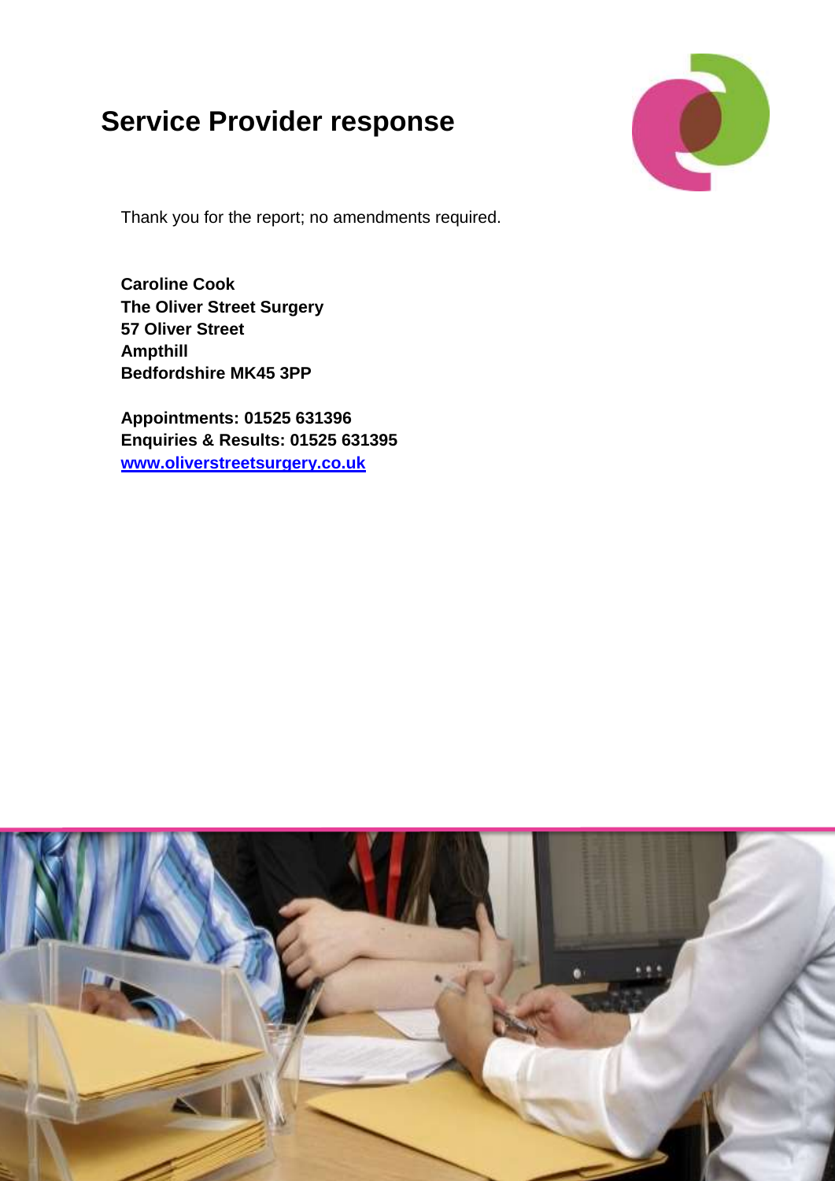# Service Provider response

Thank you for the report; no amendments required.

**Caroline Cook**
**The Oliver Street Surgery**
**57 Oliver Street**
**Ampthill**
**Bedfordshire MK45 3PP**

**Appointments: 01525 631396**
**Enquiries & Results: 01525 631395**
**[www.oliverstreetsurgery.co.uk](http://www.oliverstreetsurgery.co.uk)**